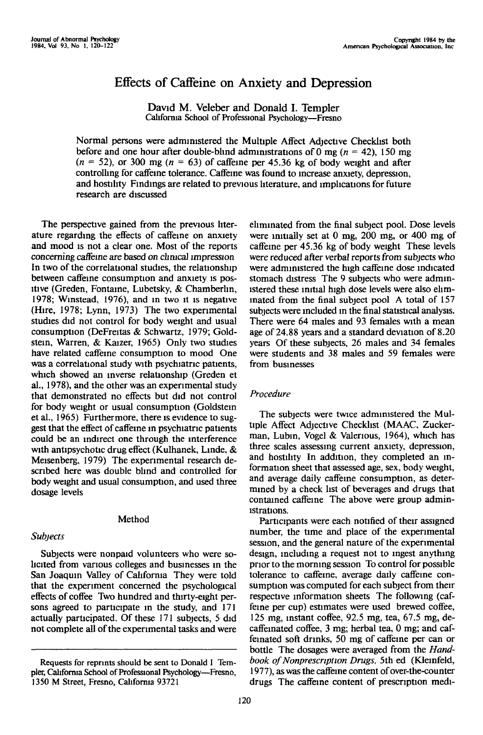# Effects of Caffeine on Anxiety and Depression

David M. Veleber and Donald I. Templer
California School of Professional Psychology—Fresno

Normal persons were administered the Multiple Affect Adjective Checklist both before and one hour after double-blind administrations of 0 mg ($n = 42$), 150 mg ($n = 52$), or 300 mg ($n = 63$) of caffeine per 45.36 kg of body weight and after controlling for caffeine tolerance. Caffeine was found to increase anxiety, depression, and hostility. Findings are related to previous literature, and implications for future research are discussed.

The perspective gained from the previous literature regarding the effects of caffeine on anxiety and mood is not a clear one. Most of the reports concerning caffeine are based on clinical impression. In two of the correlational studies, the relationship between caffeine consumption and anxiety is positive (Greden, Fontaine, Lubetsky, & Chamberlin, 1978; Winstead, 1976), and in two it is negative (Hire, 1978; Lynn, 1973). The two experimental studies did not control for body weight and usual consumption (DeFreitas & Schwartz, 1979; Goldstein, Warren, & Kaizer, 1965). Only two studies have related caffeine consumption to mood. One was a correlational study with psychiatric patients, which showed an inverse relationship (Greden et al., 1978), and the other was an experimental study that demonstrated no effects but did not control for body weight or usual consumption (Goldstein et al., 1965). Furthermore, there is evidence to suggest that the effect of caffeine in psychiatric patients could be an indirect one through the interference with antipsychotic drug effect (Kulhanek, Linde, & Meisenberg, 1979). The experimental research described here was double blind and controlled for body weight and usual consumption, and used three dosage levels.

## Method

### Subjects

Subjects were nonpaid volunteers who were solicited from various colleges and businesses in the San Joaquin Valley of California. They were told that the experiment concerned the psychological effects of coffee. Two hundred and thirty-eight persons agreed to participate in the study, and 171 actually participated. Of these 171 subjects, 5 did not complete all of the experimental tasks and were eliminated from the final subject pool. Dose levels were initially set at 0 mg, 200 mg, or 400 mg of caffeine per 45.36 kg of body weight. These levels were reduced after verbal reports from subjects who were administered the high caffeine dose indicated stomach distress. The 9 subjects who were administered these initial high dose levels were also eliminated from the final subject pool. A total of 157 subjects were included in the final statistical analysis. There were 64 males and 93 females with a mean age of 24.88 years and a standard deviation of 8.20 years. Of these subjects, 26 males and 34 females were students and 38 males and 59 females were from businesses.

### Procedure

The subjects were twice administered the Multiple Affect Adjective Checklist (MAAC, Zuckerman, Lubin, Vogel & Valerious, 1964), which has three scales assessing current anxiety, depression, and hostility. In addition, they completed an information sheet that assessed age, sex, body weight, and average daily caffeine consumption, as determined by a check list of beverages and drugs that contained caffeine. The above were group administrations.

Participants were each notified of their assigned number, the time and place of the experimental session, and the general nature of the experimental design, including a request not to ingest anything prior to the morning session. To control for possible tolerance to caffeine, average daily caffeine consumption was computed for each subject from their respective information sheets. The following (caffeine per cup) estimates were used: brewed coffee, 125 mg; instant coffee, 92.5 mg; tea, 67.5 mg; decaffeinated coffee, 3 mg; herbal tea, 0 mg; and caffeinated soft drinks, 50 mg of caffeine per can or bottle. The dosages were averaged from the *Handbook of Nonprescription Drugs*, 5th ed. (Kleinfeld, 1977), as was the caffeine content of over-the-counter drugs. The caffeine content of prescription medi-

---

Requests for reprints should be sent to Donald I. Templer, California School of Professional Psychology—Fresno, 1350 M Street, Fresno, California 93721.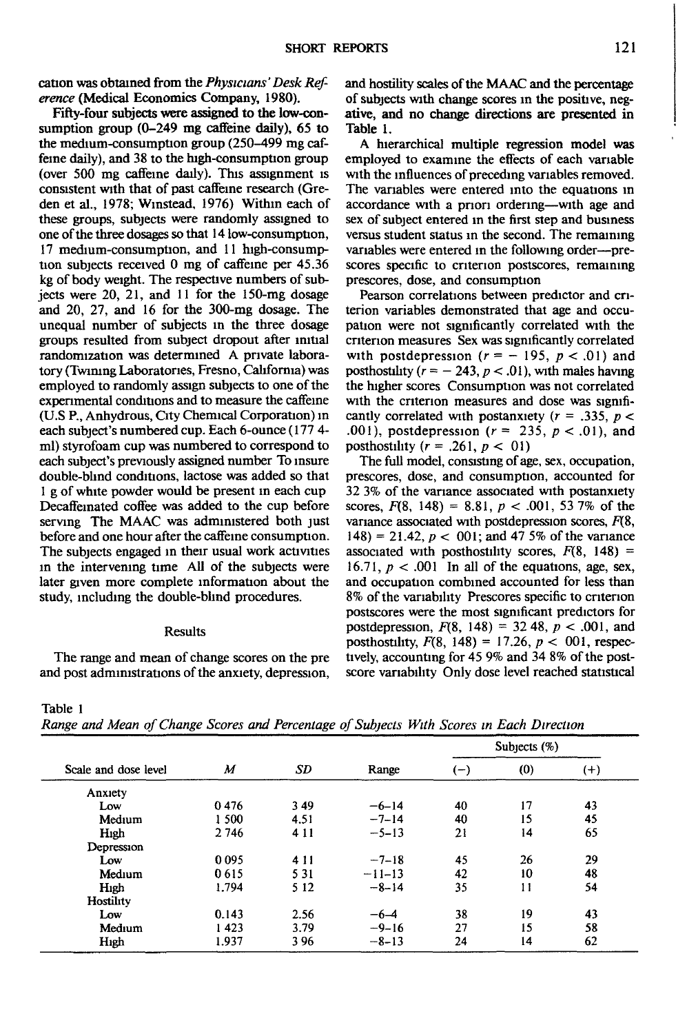cation was obtained from the *Physicians' Desk Reference* (Medical Economics Company, 1980).

Fifty-four subjects were assigned to the low-consumption group (0–249 mg caffeine daily), 65 to the medium-consumption group (250–499 mg caffeine daily), and 38 to the high-consumption group (over 500 mg caffeine daily). This assignment is consistent with that of past caffeine research (Greden et al., 1978; Winstead, 1976) Within each of these groups, subjects were randomly assigned to one of the three dosages so that 14 low-consumption, 17 medium-consumption, and 11 high-consumption subjects received 0 mg of caffeine per 45.36 kg of body weight. The respective numbers of subjects were 20, 21, and 11 for the 150-mg dosage and 20, 27, and 16 for the 300-mg dosage. The unequal number of subjects in the three dosage groups resulted from subject dropout after initial randomization was determined A private laboratory (Twining Laboratories, Fresno, California) was employed to randomly assign subjects to one of the experimental conditions and to measure the caffeine (U.S P., Anhydrous, City Chemical Corporation) in each subject's numbered cup. Each 6-ounce (177 4-ml) styrofoam cup was numbered to correspond to each subject's previously assigned number To insure double-blind conditions, lactose was added so that 1 g of white powder would be present in each cup Decaffeinated coffee was added to the cup before serving The MAAC was administered both just before and one hour after the caffeine consumption. The subjects engaged in their usual work activities in the intervening time All of the subjects were later given more complete information about the study, including the double-blind procedures.

## Results

The range and mean of change scores on the pre and post administrations of the anxiety, depression, and hostility scales of the MAAC and the percentage of subjects with change scores in the positive, negative, and no change directions are presented in Table 1.

A hierarchical multiple regression model was employed to examine the effects of each variable with the influences of preceding variables removed. The variables were entered into the equations in accordance with a priori ordering—with age and sex of subject entered in the first step and business versus student status in the second. The remaining variables were entered in the following order—prescores specific to criterion postscores, remaining prescores, dose, and consumption

Pearson correlations between predictor and criterion variables demonstrated that age and occupation were not significantly correlated with the criterion measures Sex was significantly correlated with postdepression ($r = -.195$, $p < .01$) and posthostility ($r = -.243$, $p < .01$), with males having the higher scores Consumption was not correlated with the criterion measures and dose was significantly correlated with postanxiety ($r = .335$, $p < .001$), postdepression ($r = .235$, $p < .01$), and posthostility ($r = .261$, $p < .01$)

The full model, consisting of age, sex, occupation, prescores, dose, and consumption, accounted for 32 3% of the variance associated with postanxiety scores, $F(8, 148) = 8.81$, $p < .001$, 53 7% of the variance associated with postdepression scores, $F(8, 148) = 21.42$, $p < .001$; and 47 5% of the variance associated with posthostility scores, $F(8, 148) = 16.71$, $p < .001$ In all of the equations, age, sex, and occupation combined accounted for less than 8% of the variability Prescores specific to criterion postscores were the most significant predictors for postdepression, $F(8, 148) = 32.48$, $p < .001$, and posthostility, $F(8, 148) = 17.26$, $p < .001$, respectively, accounting for 45 9% and 34 8% of the postscore variability Only dose level reached statistical

Table 1

*Range and Mean of Change Scores and Percentage of Subjects With Scores in Each Direction*

| Scale and dose level | M | SD | Range | Subjects (%) | | |
|---|---|---|---|---|---|---|
| | | | | (−) | (0) | (+) |
| Anxiety | | | | | | |
| Low | 0 476 | 3 49 | −6–14 | 40 | 17 | 43 |
| Medium | 1 500 | 4.51 | −7–14 | 40 | 15 | 45 |
| High | 2 746 | 4 11 | −5–13 | 21 | 14 | 65 |
| Depression | | | | | | |
| Low | 0 095 | 4 11 | −7–18 | 45 | 26 | 29 |
| Medium | 0 615 | 5 31 | −11–13 | 42 | 10 | 48 |
| High | 1.794 | 5 12 | −8–14 | 35 | 11 | 54 |
| Hostility | | | | | | |
| Low | 0.143 | 2.56 | −6–4 | 38 | 19 | 43 |
| Medium | 1 423 | 3.79 | −9–16 | 27 | 15 | 58 |
| High | 1.937 | 3 96 | −8–13 | 24 | 14 | 62 |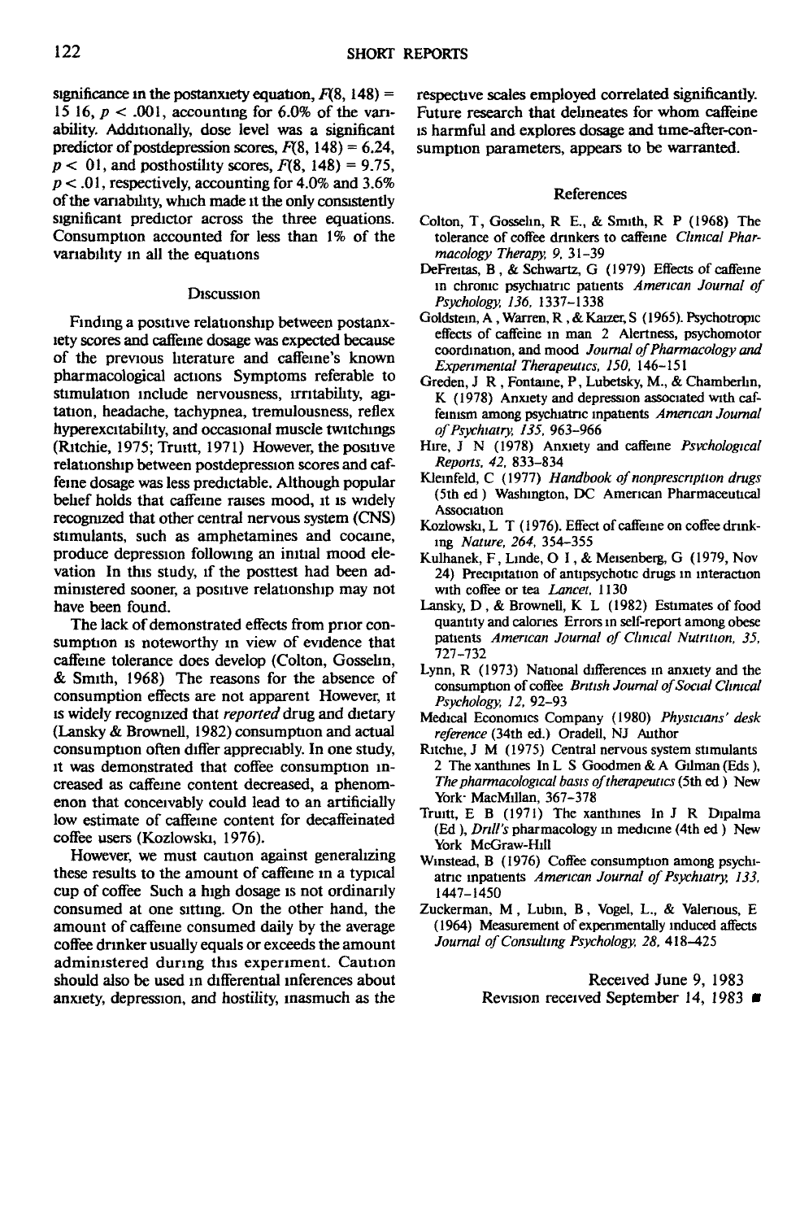significance in the postanxiety equation, $F(8, 148) = 15.16$, $p < .001$, accounting for 6.0% of the variability. Additionally, dose level was a significant predictor of postdepression scores, $F(8, 148) = 6.24$, $p < .01$, and posthostility scores, $F(8, 148) = 9.75$, $p < .01$, respectively, accounting for 4.0% and 3.6% of the variability, which made it the only consistently significant predictor across the three equations. Consumption accounted for less than 1% of the variability in all the equations.

## Discussion

Finding a positive relationship between postanxiety scores and caffeine dosage was expected because of the previous literature and caffeine's known pharmacological actions. Symptoms referable to stimulation include nervousness, irritability, agitation, headache, tachypnea, tremulousness, reflex hyperexcitability, and occasional muscle twitchings (Ritchie, 1975; Truitt, 1971). However, the positive relationship between postdepression scores and caffeine dosage was less predictable. Although popular belief holds that caffeine raises mood, it is widely recognized that other central nervous system (CNS) stimulants, such as amphetamines and cocaine, produce depression following an initial mood elevation. In this study, if the posttest had been administered sooner, a positive relationship may not have been found.

The lack of demonstrated effects from prior consumption is noteworthy in view of evidence that caffeine tolerance does develop (Colton, Gosselin, & Smith, 1968). The reasons for the absence of consumption effects are not apparent. However, it is widely recognized that *reported* drug and dietary (Lansky & Brownell, 1982) consumption and actual consumption often differ appreciably. In one study, it was demonstrated that coffee consumption increased as caffeine content decreased, a phenomenon that conceivably could lead to an artificially low estimate of caffeine content for decaffeinated coffee users (Kozlowski, 1976).

However, we must caution against generalizing these results to the amount of caffeine in a typical cup of coffee. Such a high dosage is not ordinarily consumed at one sitting. On the other hand, the amount of caffeine consumed daily by the average coffee drinker usually equals or exceeds the amount administered during this experiment. Caution should also be used in differential inferences about anxiety, depression, and hostility, inasmuch as the respective scales employed correlated significantly. Future research that delineates for whom caffeine is harmful and explores dosage and time-after-consumption parameters, appears to be warranted.

## References

Colton, T., Gosselin, R. E., & Smith, R. P. (1968). The tolerance of coffee drinkers to caffeine. *Clinical Pharmacology Therapy, 9,* 31–39.

DeFreitas, B., & Schwartz, G. (1979). Effects of caffeine in chronic psychiatric patients. *American Journal of Psychology, 136,* 1337–1338.

Goldstein, A., Warren, R., & Kaizer, S. (1965). Psychotropic effects of caffeine in man. 2. Alertness, psychomotor coordination, and mood. *Journal of Pharmacology and Experimental Therapeutics, 150,* 146–151.

Greden, J. R., Fontaine, P., Lubetsky, M., & Chamberlin, K. (1978). Anxiety and depression associated with caffeinism among psychiatric inpatients. *American Journal of Psychiatry, 135,* 963–966.

Hire, J. N. (1978). Anxiety and caffeine. *Psychological Reports, 42,* 833–834.

Kleinfeld, C. (1977). *Handbook of nonprescription drugs* (5th ed.). Washington, DC: American Pharmaceutical Association.

Kozlowski, L. T. (1976). Effect of caffeine on coffee drinking. *Nature, 264,* 354–355.

Kulhanek, F., Linde, O. I., & Meisenberg, G. (1979, Nov 24). Precipitation of antipsychotic drugs in interaction with coffee or tea. *Lancet,* 1130.

Lansky, D., & Brownell, K. L. (1982). Estimates of food quantity and calories: Errors in self-report among obese patients. *American Journal of Clinical Nutrition, 35,* 727–732.

Lynn, R. (1973). National differences in anxiety and the consumption of coffee. *British Journal of Social Clinical Psychology, 12,* 92–93.

Medical Economics Company (1980). *Physicians' desk reference* (34th ed.). Oradell, NJ: Author.

Ritchie, J. M. (1975). Central nervous system stimulants. 2. The xanthines. In L. S. Goodmen & A. Gilman (Eds.), *The pharmacological basis of therapeutics* (5th ed.). New York: MacMillan, 367–378.

Truitt, E. B. (1971). The xanthines. In J. R. Dipalma (Ed.), *Drill's* pharmacology in medicine (4th ed.). New York: McGraw-Hill.

Winstead, B. (1976). Coffee consumption among psychiatric inpatients. *American Journal of Psychiatry, 133,* 1447–1450.

Zuckerman, M., Lubin, B., Vogel, L., & Valerious, E. (1964). Measurement of experimentally induced affects. *Journal of Consulting Psychology, 28,* 418–425.

Received June 9, 1983

Revision received September 14, 1983 ■